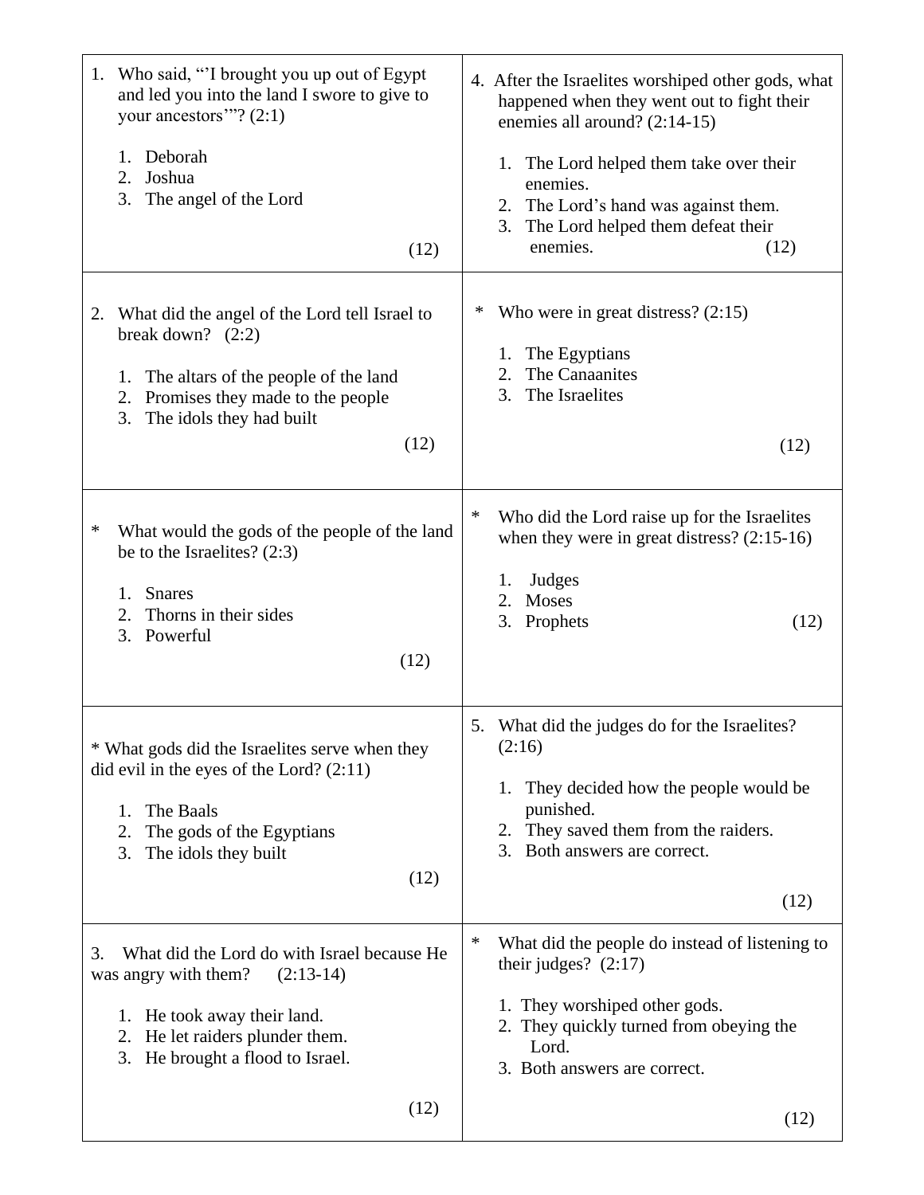1. Who said, "'I brought you up out of Egypt and led you into the land I swore to give to your ancestors'"? (2:1)

   1. Deborah
   2. Joshua
   3. The angel of the Lord

(12)

2. What did the angel of the Lord tell Israel to break down? (2:2)

   1. The altars of the people of the land
   2. Promises they made to the people
   3. The idols they had built

(12)

\* What would the gods of the people of the land be to the Israelites? (2:3)

   1. Snares
   2. Thorns in their sides
   3. Powerful

(12)

\* What gods did the Israelites serve when they did evil in the eyes of the Lord? (2:11)

   1. The Baals
   2. The gods of the Egyptians
   3. The idols they built

(12)

3. What did the Lord do with Israel because He was angry with them? (2:13-14)

   1. He took away their land.
   2. He let raiders plunder them.
   3. He brought a flood to Israel.

(12)

4. After the Israelites worshiped other gods, what happened when they went out to fight their enemies all around? (2:14-15)

   1. The Lord helped them take over their enemies.
   2. The Lord's hand was against them.
   3. The Lord helped them defeat their enemies.

(12)

\* Who were in great distress? (2:15)

   1. The Egyptians
   2. The Canaanites
   3. The Israelites

(12)

\* Who did the Lord raise up for the Israelites when they were in great distress? (2:15-16)

   1. Judges
   2. Moses
   3. Prophets

(12)

5. What did the judges do for the Israelites? (2:16)

   1. They decided how the people would be punished.
   2. They saved them from the raiders.
   3. Both answers are correct.

(12)

\* What did the people do instead of listening to their judges? (2:17)

   1. They worshiped other gods.
   2. They quickly turned from obeying the Lord.
   3. Both answers are correct.

(12)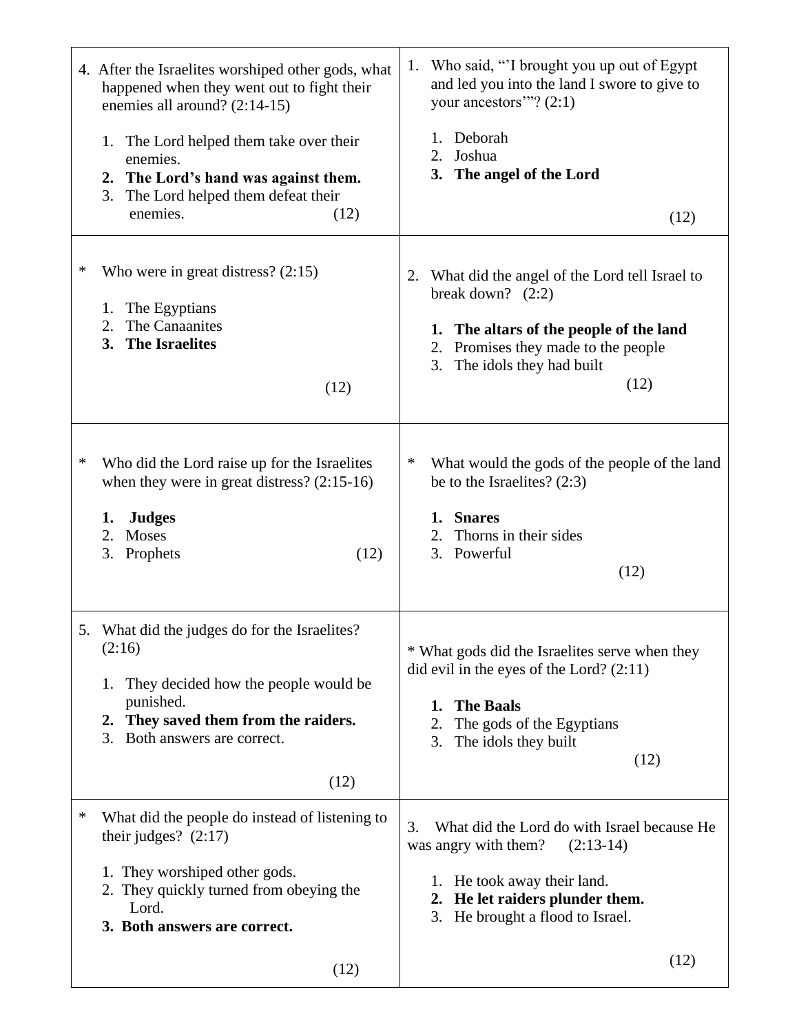4. After the Israelites worshiped other gods, what happened when they went out to fight their enemies all around? (2:14-15)

   1. The Lord helped them take over their enemies.
   2. **The Lord's hand was against them.**
   3. The Lord helped them defeat their enemies.

   (12)

---

1. Who said, "'I brought you up out of Egypt and led you into the land I swore to give to your ancestors'"? (2:1)

   1. Deborah
   2. Joshua
   3. **The angel of the Lord**

   (12)

---

* Who were in great distress? (2:15)

  1. The Egyptians
  2. The Canaanites
  3. **The Israelites**

  (12)

---

2. What did the angel of the Lord tell Israel to break down? (2:2)

   1. **The altars of the people of the land**
   2. Promises they made to the people
   3. The idols they had built

   (12)

---

* Who did the Lord raise up for the Israelites when they were in great distress? (2:15-16)

  1. **Judges**
  2. Moses
  3. Prophets

  (12)

---

* What would the gods of the people of the land be to the Israelites? (2:3)

  1. **Snares**
  2. Thorns in their sides
  3. Powerful

  (12)

---

5. What did the judges do for the Israelites? (2:16)

   1. They decided how the people would be punished.
   2. **They saved them from the raiders.**
   3. Both answers are correct.

   (12)

---

* What gods did the Israelites serve when they did evil in the eyes of the Lord? (2:11)

  1. **The Baals**
  2. The gods of the Egyptians
  3. The idols they built

  (12)

---

* What did the people do instead of listening to their judges? (2:17)

  1. They worshiped other gods.
  2. They quickly turned from obeying the Lord.
  3. **Both answers are correct.**

  (12)

---

3. What did the Lord do with Israel because He was angry with them? (2:13-14)

   1. He took away their land.
   2. **He let raiders plunder them.**
   3. He brought a flood to Israel.

   (12)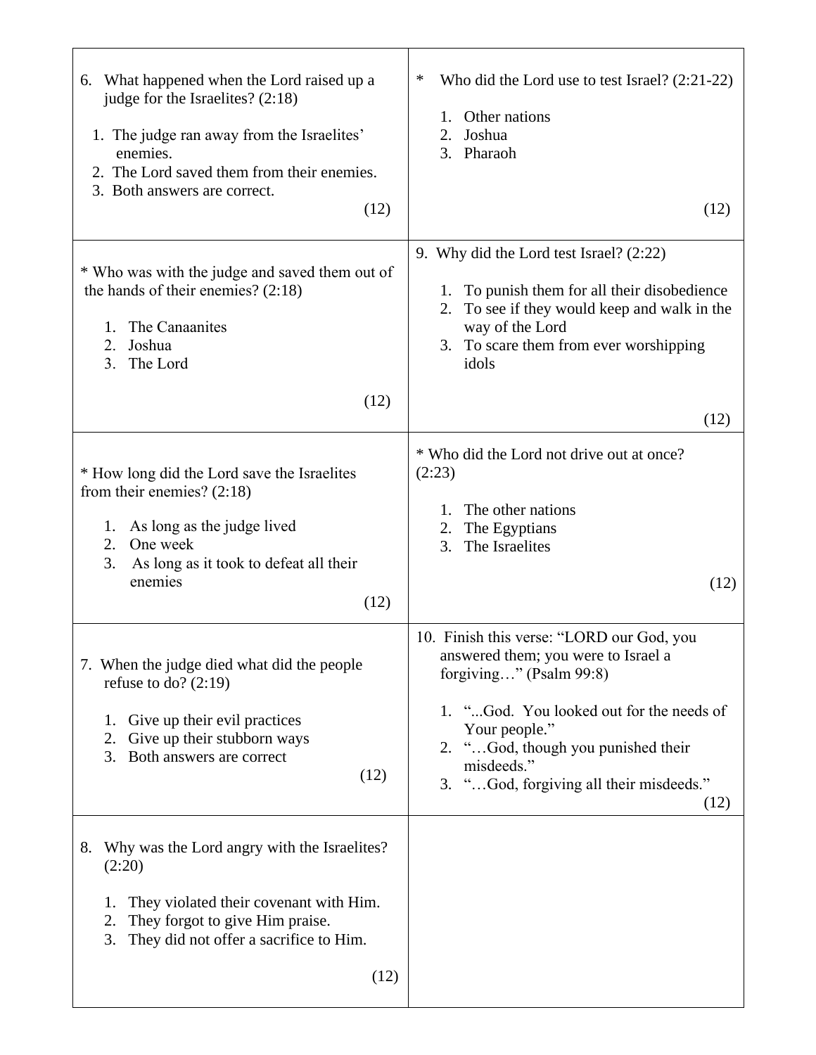6. What happened when the Lord raised up a judge for the Israelites? (2:18)

   1. The judge ran away from the Israelites' enemies.
   2. The Lord saved them from their enemies.
   3. Both answers are correct.

(12)

* Who was with the judge and saved them out of the hands of their enemies? (2:18)

   1. The Canaanites
   2. Joshua
   3. The Lord

(12)

* How long did the Lord save the Israelites from their enemies? (2:18)

   1. As long as the judge lived
   2. One week
   3. As long as it took to defeat all their enemies

(12)

7. When the judge died what did the people refuse to do? (2:19)

   1. Give up their evil practices
   2. Give up their stubborn ways
   3. Both answers are correct

(12)

8. Why was the Lord angry with the Israelites? (2:20)

   1. They violated their covenant with Him.
   2. They forgot to give Him praise.
   3. They did not offer a sacrifice to Him.

(12)

* Who did the Lord use to test Israel? (2:21-22)

   1. Other nations
   2. Joshua
   3. Pharaoh

(12)

9. Why did the Lord test Israel? (2:22)

   1. To punish them for all their disobedience
   2. To see if they would keep and walk in the way of the Lord
   3. To scare them from ever worshipping idols

(12)

* Who did the Lord not drive out at once? (2:23)

   1. The other nations
   2. The Egyptians
   3. The Israelites

(12)

10. Finish this verse: "LORD our God, you answered them; you were to Israel a forgiving…" (Psalm 99:8)

   1. "...God. You looked out for the needs of Your people."
   2. "…God, though you punished their misdeeds."
   3. "…God, forgiving all their misdeeds."

(12)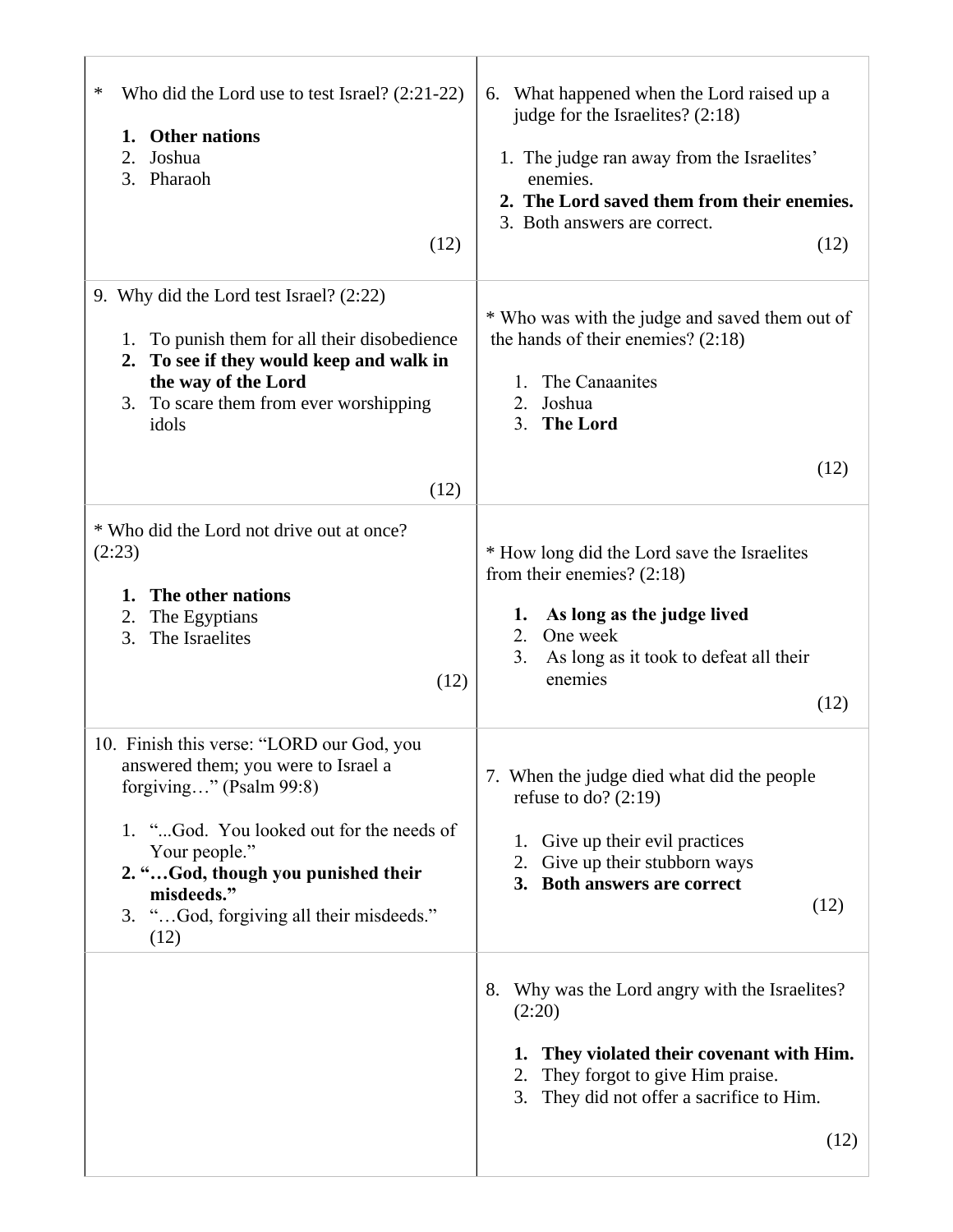\* Who did the Lord use to test Israel? (2:21-22)

1. **Other nations**
2. Joshua
3. Pharaoh

(12)

6. What happened when the Lord raised up a judge for the Israelites? (2:18)

1. The judge ran away from the Israelites' enemies.
2. **The Lord saved them from their enemies.**
3. Both answers are correct.

(12)

9. Why did the Lord test Israel? (2:22)

1. To punish them for all their disobedience
2. **To see if they would keep and walk in the way of the Lord**
3. To scare them from ever worshipping idols

(12)

\* Who was with the judge and saved them out of the hands of their enemies? (2:18)

1. The Canaanites
2. Joshua
3. **The Lord**

(12)

\* Who did the Lord not drive out at once? (2:23)

1. **The other nations**
2. The Egyptians
3. The Israelites

(12)

\* How long did the Lord save the Israelites from their enemies? (2:18)

1. **As long as the judge lived**
2. One week
3. As long as it took to defeat all their enemies

(12)

10. Finish this verse: "LORD our God, you answered them; you were to Israel a forgiving…" (Psalm 99:8)

1. "...God. You looked out for the needs of Your people."
2. **"…God, though you punished their misdeeds."**
3. "…God, forgiving all their misdeeds."

(12)

7. When the judge died what did the people refuse to do? (2:19)

1. Give up their evil practices
2. Give up their stubborn ways
3. **Both answers are correct**

(12)

8. Why was the Lord angry with the Israelites? (2:20)

1. **They violated their covenant with Him.**
2. They forgot to give Him praise.
3. They did not offer a sacrifice to Him.

(12)